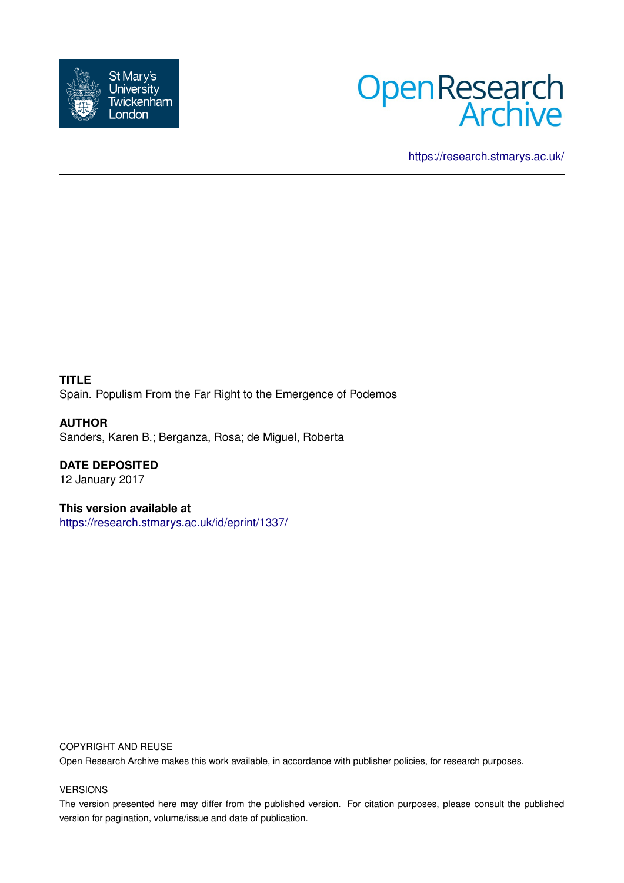St Mary's University Twickenham London

Open Research Archive

https://research.stmarys.ac.uk/

**TITLE**

Spain. Populism From the Far Right to the Emergence of Podemos

**AUTHOR**

Sanders, Karen B.; Berganza, Rosa; de Miguel, Roberta

**DATE DEPOSITED**

12 January 2017

**This version available at**

https://research.stmarys.ac.uk/id/eprint/1337/

COPYRIGHT AND REUSE

Open Research Archive makes this work available, in accordance with publisher policies, for research purposes.

VERSIONS

The version presented here may differ from the published version. For citation purposes, please consult the published version for pagination, volume/issue and date of publication.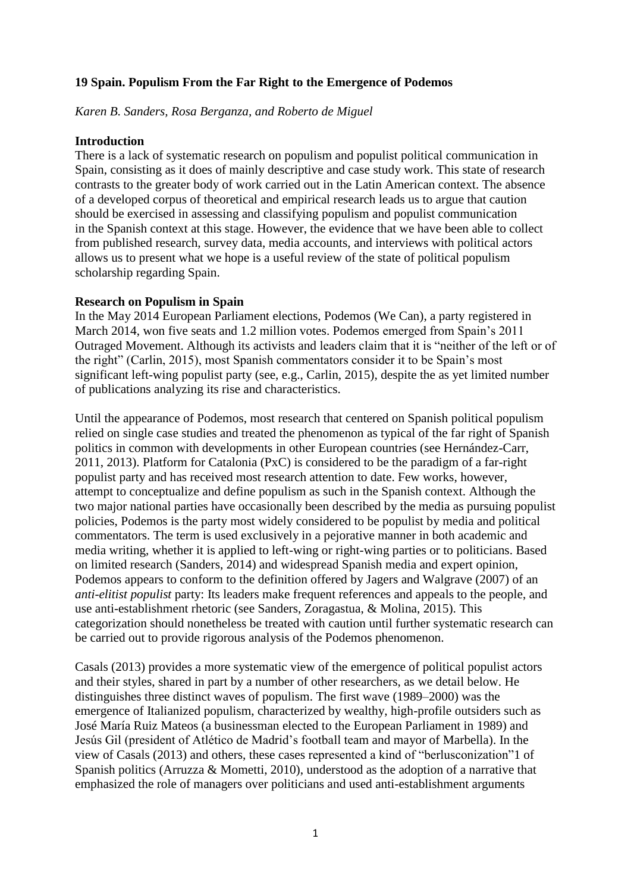**19 Spain. Populism From the Far Right to the Emergence of Podemos**

*Karen B. Sanders, Rosa Berganza, and Roberto de Miguel*

**Introduction**

There is a lack of systematic research on populism and populist political communication in Spain, consisting as it does of mainly descriptive and case study work. This state of research contrasts to the greater body of work carried out in the Latin American context. The absence of a developed corpus of theoretical and empirical research leads us to argue that caution should be exercised in assessing and classifying populism and populist communication in the Spanish context at this stage. However, the evidence that we have been able to collect from published research, survey data, media accounts, and interviews with political actors allows us to present what we hope is a useful review of the state of political populism scholarship regarding Spain.

**Research on Populism in Spain**

In the May 2014 European Parliament elections, Podemos (We Can), a party registered in March 2014, won five seats and 1.2 million votes. Podemos emerged from Spain's 2011 Outraged Movement. Although its activists and leaders claim that it is "neither of the left or of the right" (Carlin, 2015), most Spanish commentators consider it to be Spain's most significant left-wing populist party (see, e.g., Carlin, 2015), despite the as yet limited number of publications analyzing its rise and characteristics.

Until the appearance of Podemos, most research that centered on Spanish political populism relied on single case studies and treated the phenomenon as typical of the far right of Spanish politics in common with developments in other European countries (see Hernández-Carr, 2011, 2013). Platform for Catalonia (PxC) is considered to be the paradigm of a far-right populist party and has received most research attention to date. Few works, however, attempt to conceptualize and define populism as such in the Spanish context. Although the two major national parties have occasionally been described by the media as pursuing populist policies, Podemos is the party most widely considered to be populist by media and political commentators. The term is used exclusively in a pejorative manner in both academic and media writing, whether it is applied to left-wing or right-wing parties or to politicians. Based on limited research (Sanders, 2014) and widespread Spanish media and expert opinion, Podemos appears to conform to the definition offered by Jagers and Walgrave (2007) of an *anti-elitist populist* party: Its leaders make frequent references and appeals to the people, and use anti-establishment rhetoric (see Sanders, Zoragastua, & Molina, 2015). This categorization should nonetheless be treated with caution until further systematic research can be carried out to provide rigorous analysis of the Podemos phenomenon.

Casals (2013) provides a more systematic view of the emergence of political populist actors and their styles, shared in part by a number of other researchers, as we detail below. He distinguishes three distinct waves of populism. The first wave (1989–2000) was the emergence of Italianized populism, characterized by wealthy, high-profile outsiders such as José María Ruiz Mateos (a businessman elected to the European Parliament in 1989) and Jesús Gil (president of Atlético de Madrid's football team and mayor of Marbella). In the view of Casals (2013) and others, these cases represented a kind of "berlusconization"1 of Spanish politics (Arruzza & Mometti, 2010), understood as the adoption of a narrative that emphasized the role of managers over politicians and used anti-establishment arguments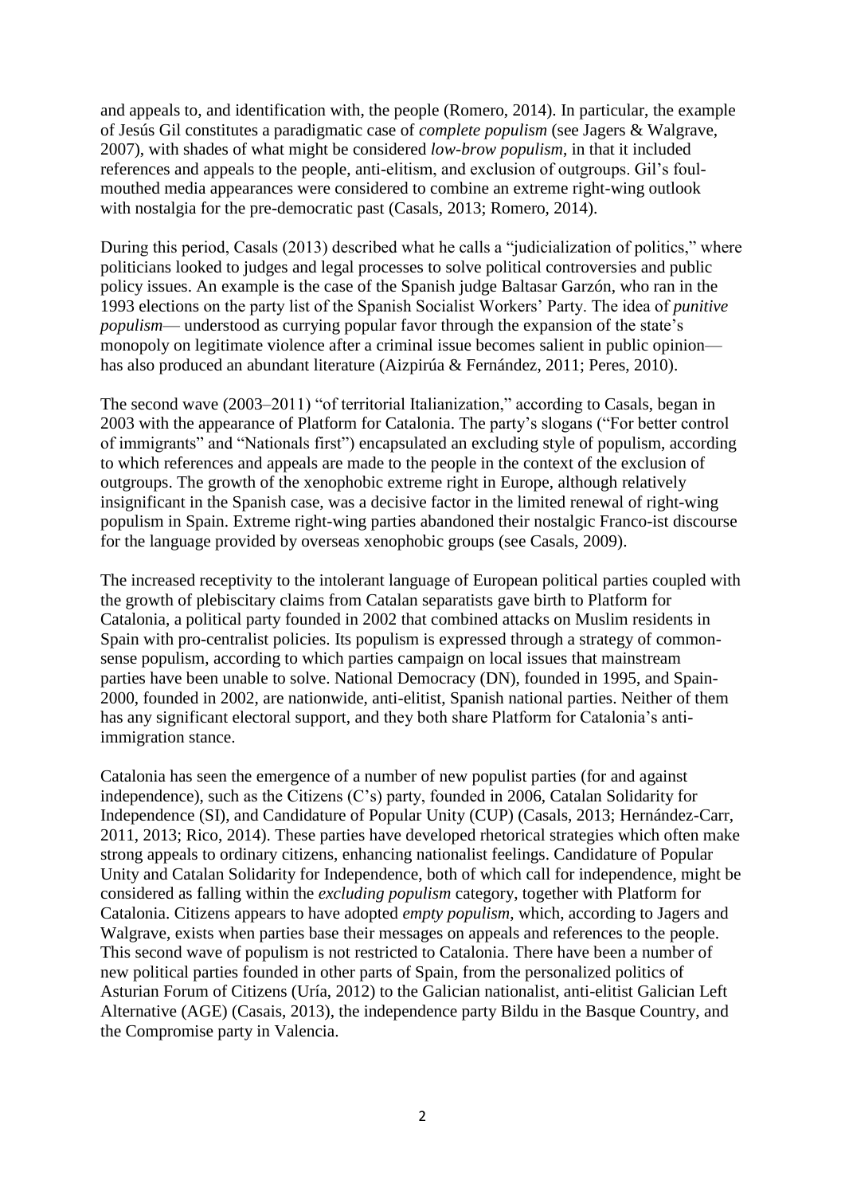and appeals to, and identification with, the people (Romero, 2014). In particular, the example of Jesús Gil constitutes a paradigmatic case of *complete populism* (see Jagers & Walgrave, 2007), with shades of what might be considered *low-brow populism*, in that it included references and appeals to the people, anti-elitism, and exclusion of outgroups. Gil's foul-mouthed media appearances were considered to combine an extreme right-wing outlook with nostalgia for the pre-democratic past (Casals, 2013; Romero, 2014).

During this period, Casals (2013) described what he calls a "judicialization of politics," where politicians looked to judges and legal processes to solve political controversies and public policy issues. An example is the case of the Spanish judge Baltasar Garzón, who ran in the 1993 elections on the party list of the Spanish Socialist Workers' Party. The idea of *punitive populism*— understood as currying popular favor through the expansion of the state's monopoly on legitimate violence after a criminal issue becomes salient in public opinion— has also produced an abundant literature (Aizpirúa & Fernández, 2011; Peres, 2010).

The second wave (2003–2011) "of territorial Italianization," according to Casals, began in 2003 with the appearance of Platform for Catalonia. The party's slogans ("For better control of immigrants" and "Nationals first") encapsulated an excluding style of populism, according to which references and appeals are made to the people in the context of the exclusion of outgroups. The growth of the xenophobic extreme right in Europe, although relatively insignificant in the Spanish case, was a decisive factor in the limited renewal of right-wing populism in Spain. Extreme right-wing parties abandoned their nostalgic Franco-ist discourse for the language provided by overseas xenophobic groups (see Casals, 2009).

The increased receptivity to the intolerant language of European political parties coupled with the growth of plebiscitary claims from Catalan separatists gave birth to Platform for Catalonia, a political party founded in 2002 that combined attacks on Muslim residents in Spain with pro-centralist policies. Its populism is expressed through a strategy of common-sense populism, according to which parties campaign on local issues that mainstream parties have been unable to solve. National Democracy (DN), founded in 1995, and Spain-2000, founded in 2002, are nationwide, anti-elitist, Spanish national parties. Neither of them has any significant electoral support, and they both share Platform for Catalonia's anti-immigration stance.

Catalonia has seen the emergence of a number of new populist parties (for and against independence), such as the Citizens (C's) party, founded in 2006, Catalan Solidarity for Independence (SI), and Candidature of Popular Unity (CUP) (Casals, 2013; Hernández-Carr, 2011, 2013; Rico, 2014). These parties have developed rhetorical strategies which often make strong appeals to ordinary citizens, enhancing nationalist feelings. Candidature of Popular Unity and Catalan Solidarity for Independence, both of which call for independence, might be considered as falling within the *excluding populism* category, together with Platform for Catalonia. Citizens appears to have adopted *empty populism*, which, according to Jagers and Walgrave, exists when parties base their messages on appeals and references to the people. This second wave of populism is not restricted to Catalonia. There have been a number of new political parties founded in other parts of Spain, from the personalized politics of Asturian Forum of Citizens (Uría, 2012) to the Galician nationalist, anti-elitist Galician Left Alternative (AGE) (Casais, 2013), the independence party Bildu in the Basque Country, and the Compromise party in Valencia.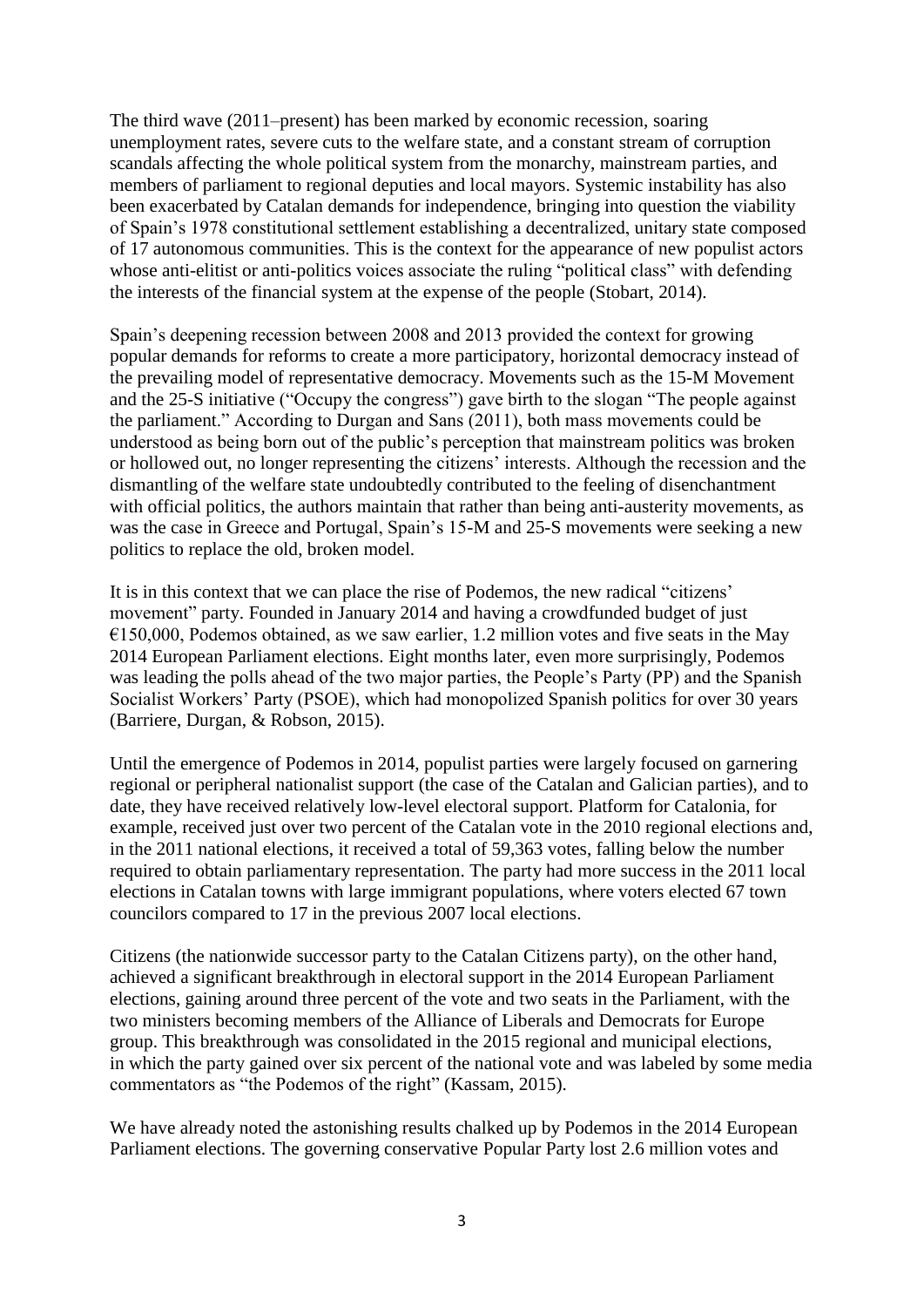The third wave (2011–present) has been marked by economic recession, soaring unemployment rates, severe cuts to the welfare state, and a constant stream of corruption scandals affecting the whole political system from the monarchy, mainstream parties, and members of parliament to regional deputies and local mayors. Systemic instability has also been exacerbated by Catalan demands for independence, bringing into question the viability of Spain's 1978 constitutional settlement establishing a decentralized, unitary state composed of 17 autonomous communities. This is the context for the appearance of new populist actors whose anti-elitist or anti-politics voices associate the ruling "political class" with defending the interests of the financial system at the expense of the people (Stobart, 2014).

Spain's deepening recession between 2008 and 2013 provided the context for growing popular demands for reforms to create a more participatory, horizontal democracy instead of the prevailing model of representative democracy. Movements such as the 15-M Movement and the 25-S initiative ("Occupy the congress") gave birth to the slogan "The people against the parliament." According to Durgan and Sans (2011), both mass movements could be understood as being born out of the public's perception that mainstream politics was broken or hollowed out, no longer representing the citizens' interests. Although the recession and the dismantling of the welfare state undoubtedly contributed to the feeling of disenchantment with official politics, the authors maintain that rather than being anti-austerity movements, as was the case in Greece and Portugal, Spain's 15-M and 25-S movements were seeking a new politics to replace the old, broken model.

It is in this context that we can place the rise of Podemos, the new radical "citizens' movement" party. Founded in January 2014 and having a crowdfunded budget of just €150,000, Podemos obtained, as we saw earlier, 1.2 million votes and five seats in the May 2014 European Parliament elections. Eight months later, even more surprisingly, Podemos was leading the polls ahead of the two major parties, the People's Party (PP) and the Spanish Socialist Workers' Party (PSOE), which had monopolized Spanish politics for over 30 years (Barriere, Durgan, & Robson, 2015).

Until the emergence of Podemos in 2014, populist parties were largely focused on garnering regional or peripheral nationalist support (the case of the Catalan and Galician parties), and to date, they have received relatively low-level electoral support. Platform for Catalonia, for example, received just over two percent of the Catalan vote in the 2010 regional elections and, in the 2011 national elections, it received a total of 59,363 votes, falling below the number required to obtain parliamentary representation. The party had more success in the 2011 local elections in Catalan towns with large immigrant populations, where voters elected 67 town councilors compared to 17 in the previous 2007 local elections.

Citizens (the nationwide successor party to the Catalan Citizens party), on the other hand, achieved a significant breakthrough in electoral support in the 2014 European Parliament elections, gaining around three percent of the vote and two seats in the Parliament, with the two ministers becoming members of the Alliance of Liberals and Democrats for Europe group. This breakthrough was consolidated in the 2015 regional and municipal elections, in which the party gained over six percent of the national vote and was labeled by some media commentators as "the Podemos of the right" (Kassam, 2015).

We have already noted the astonishing results chalked up by Podemos in the 2014 European Parliament elections. The governing conservative Popular Party lost 2.6 million votes and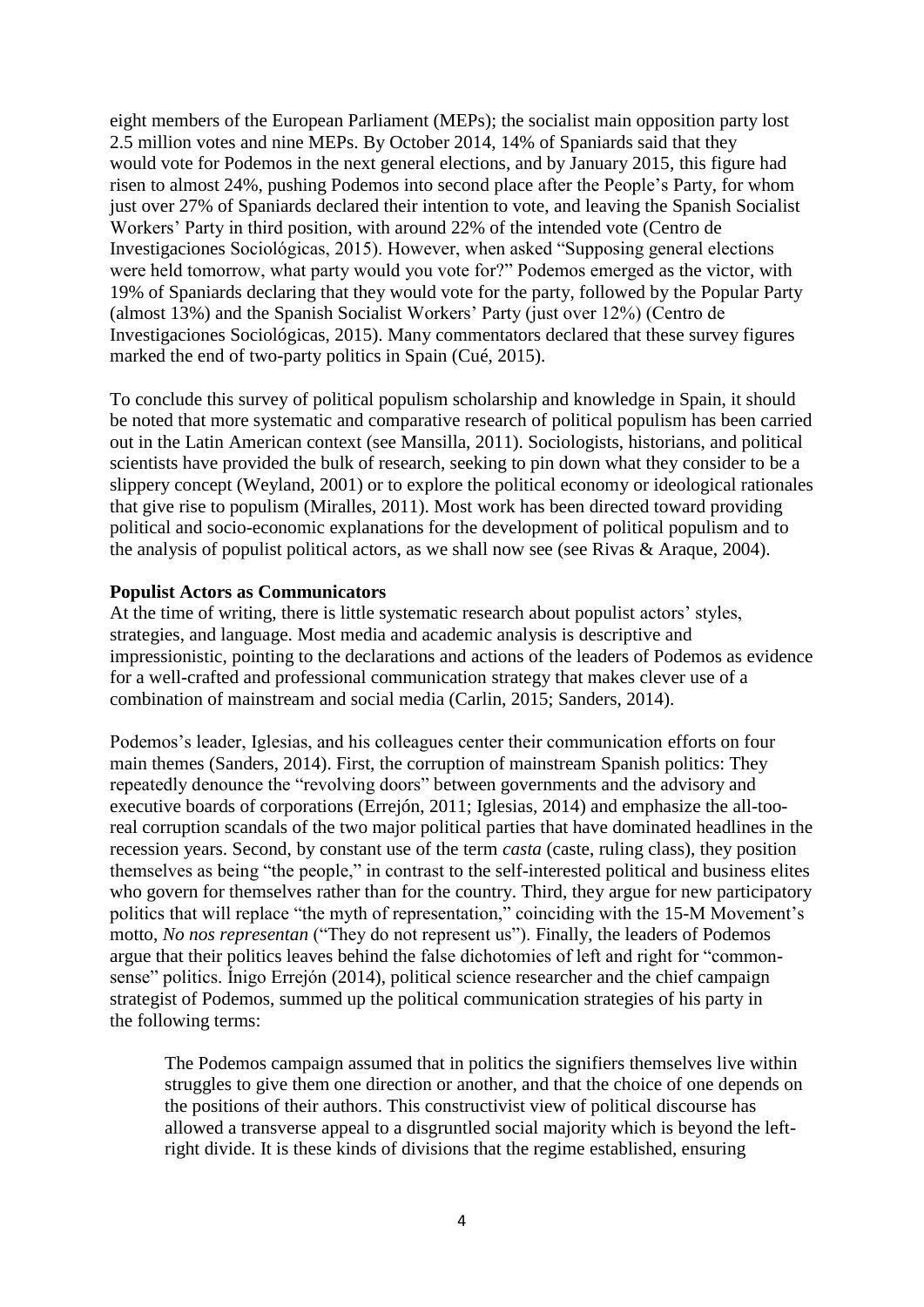eight members of the European Parliament (MEPs); the socialist main opposition party lost 2.5 million votes and nine MEPs. By October 2014, 14% of Spaniards said that they would vote for Podemos in the next general elections, and by January 2015, this figure had risen to almost 24%, pushing Podemos into second place after the People's Party, for whom just over 27% of Spaniards declared their intention to vote, and leaving the Spanish Socialist Workers' Party in third position, with around 22% of the intended vote (Centro de Investigaciones Sociológicas, 2015). However, when asked "Supposing general elections were held tomorrow, what party would you vote for?" Podemos emerged as the victor, with 19% of Spaniards declaring that they would vote for the party, followed by the Popular Party (almost 13%) and the Spanish Socialist Workers' Party (just over 12%) (Centro de Investigaciones Sociológicas, 2015). Many commentators declared that these survey figures marked the end of two-party politics in Spain (Cué, 2015).

To conclude this survey of political populism scholarship and knowledge in Spain, it should be noted that more systematic and comparative research of political populism has been carried out in the Latin American context (see Mansilla, 2011). Sociologists, historians, and political scientists have provided the bulk of research, seeking to pin down what they consider to be a slippery concept (Weyland, 2001) or to explore the political economy or ideological rationales that give rise to populism (Miralles, 2011). Most work has been directed toward providing political and socio-economic explanations for the development of political populism and to the analysis of populist political actors, as we shall now see (see Rivas & Araque, 2004).

**Populist Actors as Communicators**

At the time of writing, there is little systematic research about populist actors' styles, strategies, and language. Most media and academic analysis is descriptive and impressionistic, pointing to the declarations and actions of the leaders of Podemos as evidence for a well-crafted and professional communication strategy that makes clever use of a combination of mainstream and social media (Carlin, 2015; Sanders, 2014).

Podemos's leader, Iglesias, and his colleagues center their communication efforts on four main themes (Sanders, 2014). First, the corruption of mainstream Spanish politics: They repeatedly denounce the "revolving doors" between governments and the advisory and executive boards of corporations (Errejón, 2011; Iglesias, 2014) and emphasize the all-too-real corruption scandals of the two major political parties that have dominated headlines in the recession years. Second, by constant use of the term *casta* (caste, ruling class), they position themselves as being "the people," in contrast to the self-interested political and business elites who govern for themselves rather than for the country. Third, they argue for new participatory politics that will replace "the myth of representation," coinciding with the 15-M Movement's motto, *No nos representan* ("They do not represent us"). Finally, the leaders of Podemos argue that their politics leaves behind the false dichotomies of left and right for "common-sense" politics. Íñigo Errejón (2014), political science researcher and the chief campaign strategist of Podemos, summed up the political communication strategies of his party in the following terms:

> The Podemos campaign assumed that in politics the signifiers themselves live within struggles to give them one direction or another, and that the choice of one depends on the positions of their authors. This constructivist view of political discourse has allowed a transverse appeal to a disgruntled social majority which is beyond the left-right divide. It is these kinds of divisions that the regime established, ensuring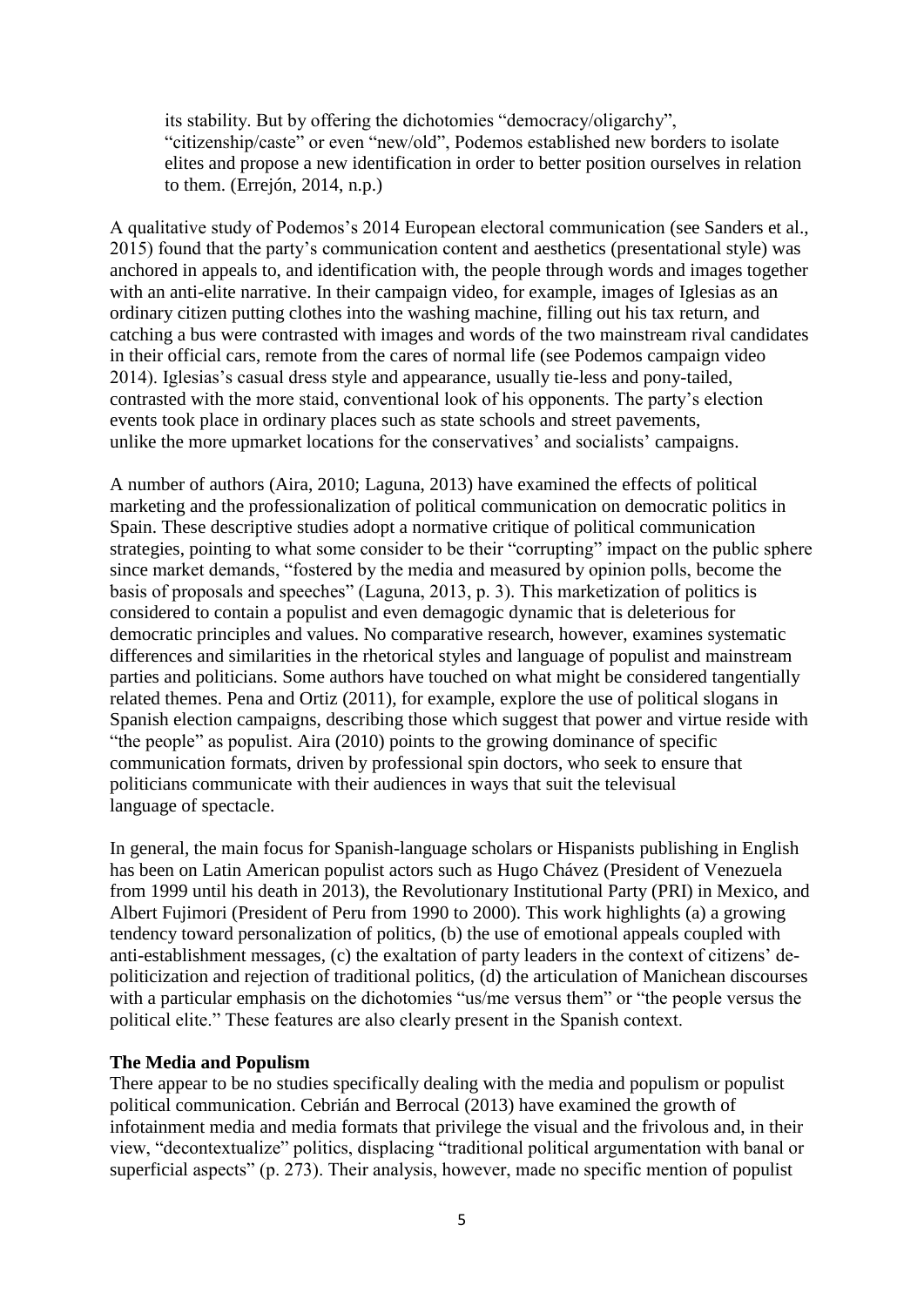> its stability. But by offering the dichotomies "democracy/oligarchy", "citizenship/caste" or even "new/old", Podemos established new borders to isolate elites and propose a new identification in order to better position ourselves in relation to them. (Errejón, 2014, n.p.)

A qualitative study of Podemos's 2014 European electoral communication (see Sanders et al., 2015) found that the party's communication content and aesthetics (presentational style) was anchored in appeals to, and identification with, the people through words and images together with an anti-elite narrative. In their campaign video, for example, images of Iglesias as an ordinary citizen putting clothes into the washing machine, filling out his tax return, and catching a bus were contrasted with images and words of the two mainstream rival candidates in their official cars, remote from the cares of normal life (see Podemos campaign video 2014). Iglesias's casual dress style and appearance, usually tie-less and pony-tailed, contrasted with the more staid, conventional look of his opponents. The party's election events took place in ordinary places such as state schools and street pavements, unlike the more upmarket locations for the conservatives' and socialists' campaigns.

A number of authors (Aira, 2010; Laguna, 2013) have examined the effects of political marketing and the professionalization of political communication on democratic politics in Spain. These descriptive studies adopt a normative critique of political communication strategies, pointing to what some consider to be their "corrupting" impact on the public sphere since market demands, "fostered by the media and measured by opinion polls, become the basis of proposals and speeches" (Laguna, 2013, p. 3). This marketization of politics is considered to contain a populist and even demagogic dynamic that is deleterious for democratic principles and values. No comparative research, however, examines systematic differences and similarities in the rhetorical styles and language of populist and mainstream parties and politicians. Some authors have touched on what might be considered tangentially related themes. Pena and Ortiz (2011), for example, explore the use of political slogans in Spanish election campaigns, describing those which suggest that power and virtue reside with "the people" as populist. Aira (2010) points to the growing dominance of specific communication formats, driven by professional spin doctors, who seek to ensure that politicians communicate with their audiences in ways that suit the televisual language of spectacle.

In general, the main focus for Spanish-language scholars or Hispanists publishing in English has been on Latin American populist actors such as Hugo Chávez (President of Venezuela from 1999 until his death in 2013), the Revolutionary Institutional Party (PRI) in Mexico, and Albert Fujimori (President of Peru from 1990 to 2000). This work highlights (a) a growing tendency toward personalization of politics, (b) the use of emotional appeals coupled with anti-establishment messages, (c) the exaltation of party leaders in the context of citizens' de-politicization and rejection of traditional politics, (d) the articulation of Manichean discourses with a particular emphasis on the dichotomies "us/me versus them" or "the people versus the political elite." These features are also clearly present in the Spanish context.

**The Media and Populism**

There appear to be no studies specifically dealing with the media and populism or populist political communication. Cebrián and Berrocal (2013) have examined the growth of infotainment media and media formats that privilege the visual and the frivolous and, in their view, "decontextualize" politics, displacing "traditional political argumentation with banal or superficial aspects" (p. 273). Their analysis, however, made no specific mention of populist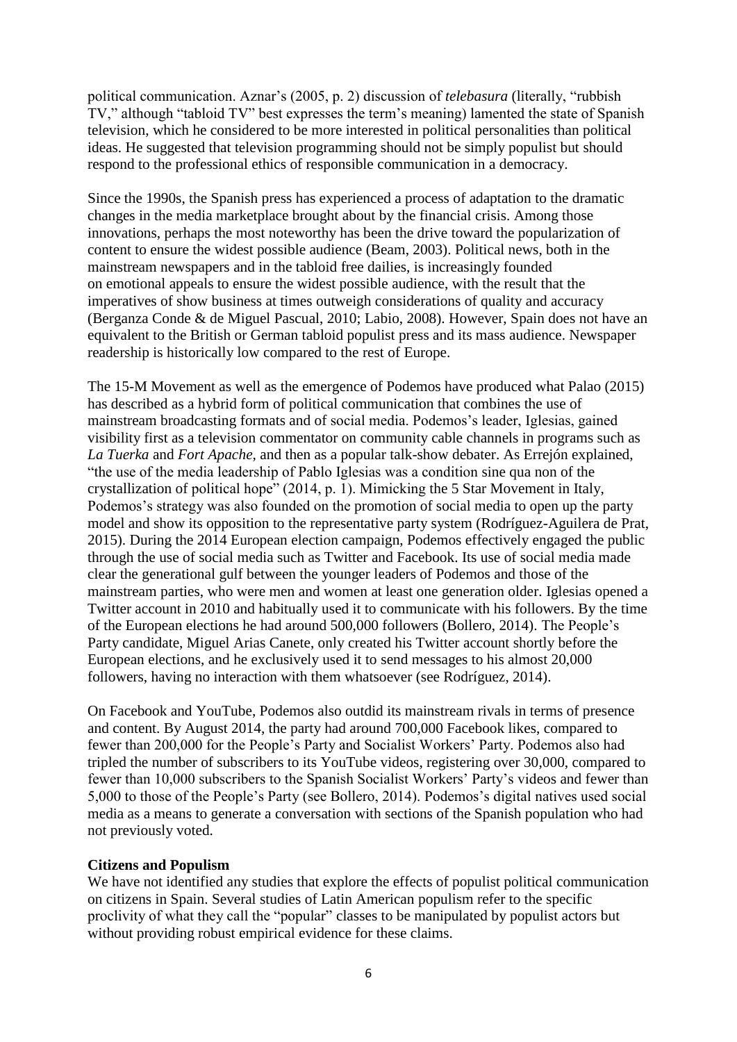political communication. Aznar's (2005, p. 2) discussion of *telebasura* (literally, "rubbish TV," although "tabloid TV" best expresses the term's meaning) lamented the state of Spanish television, which he considered to be more interested in political personalities than political ideas. He suggested that television programming should not be simply populist but should respond to the professional ethics of responsible communication in a democracy.

Since the 1990s, the Spanish press has experienced a process of adaptation to the dramatic changes in the media marketplace brought about by the financial crisis. Among those innovations, perhaps the most noteworthy has been the drive toward the popularization of content to ensure the widest possible audience (Beam, 2003). Political news, both in the mainstream newspapers and in the tabloid free dailies, is increasingly founded on emotional appeals to ensure the widest possible audience, with the result that the imperatives of show business at times outweigh considerations of quality and accuracy (Berganza Conde & de Miguel Pascual, 2010; Labio, 2008). However, Spain does not have an equivalent to the British or German tabloid populist press and its mass audience. Newspaper readership is historically low compared to the rest of Europe.

The 15-M Movement as well as the emergence of Podemos have produced what Palao (2015) has described as a hybrid form of political communication that combines the use of mainstream broadcasting formats and of social media. Podemos's leader, Iglesias, gained visibility first as a television commentator on community cable channels in programs such as *La Tuerka* and *Fort Apache*, and then as a popular talk-show debater. As Errejón explained, "the use of the media leadership of Pablo Iglesias was a condition sine qua non of the crystallization of political hope" (2014, p. 1). Mimicking the 5 Star Movement in Italy, Podemos's strategy was also founded on the promotion of social media to open up the party model and show its opposition to the representative party system (Rodríguez-Aguilera de Prat, 2015). During the 2014 European election campaign, Podemos effectively engaged the public through the use of social media such as Twitter and Facebook. Its use of social media made clear the generational gulf between the younger leaders of Podemos and those of the mainstream parties, who were men and women at least one generation older. Iglesias opened a Twitter account in 2010 and habitually used it to communicate with his followers. By the time of the European elections he had around 500,000 followers (Bollero, 2014). The People's Party candidate, Miguel Arias Canete, only created his Twitter account shortly before the European elections, and he exclusively used it to send messages to his almost 20,000 followers, having no interaction with them whatsoever (see Rodríguez, 2014).

On Facebook and YouTube, Podemos also outdid its mainstream rivals in terms of presence and content. By August 2014, the party had around 700,000 Facebook likes, compared to fewer than 200,000 for the People's Party and Socialist Workers' Party. Podemos also had tripled the number of subscribers to its YouTube videos, registering over 30,000, compared to fewer than 10,000 subscribers to the Spanish Socialist Workers' Party's videos and fewer than 5,000 to those of the People's Party (see Bollero, 2014). Podemos's digital natives used social media as a means to generate a conversation with sections of the Spanish population who had not previously voted.

**Citizens and Populism**

We have not identified any studies that explore the effects of populist political communication on citizens in Spain. Several studies of Latin American populism refer to the specific proclivity of what they call the "popular" classes to be manipulated by populist actors but without providing robust empirical evidence for these claims.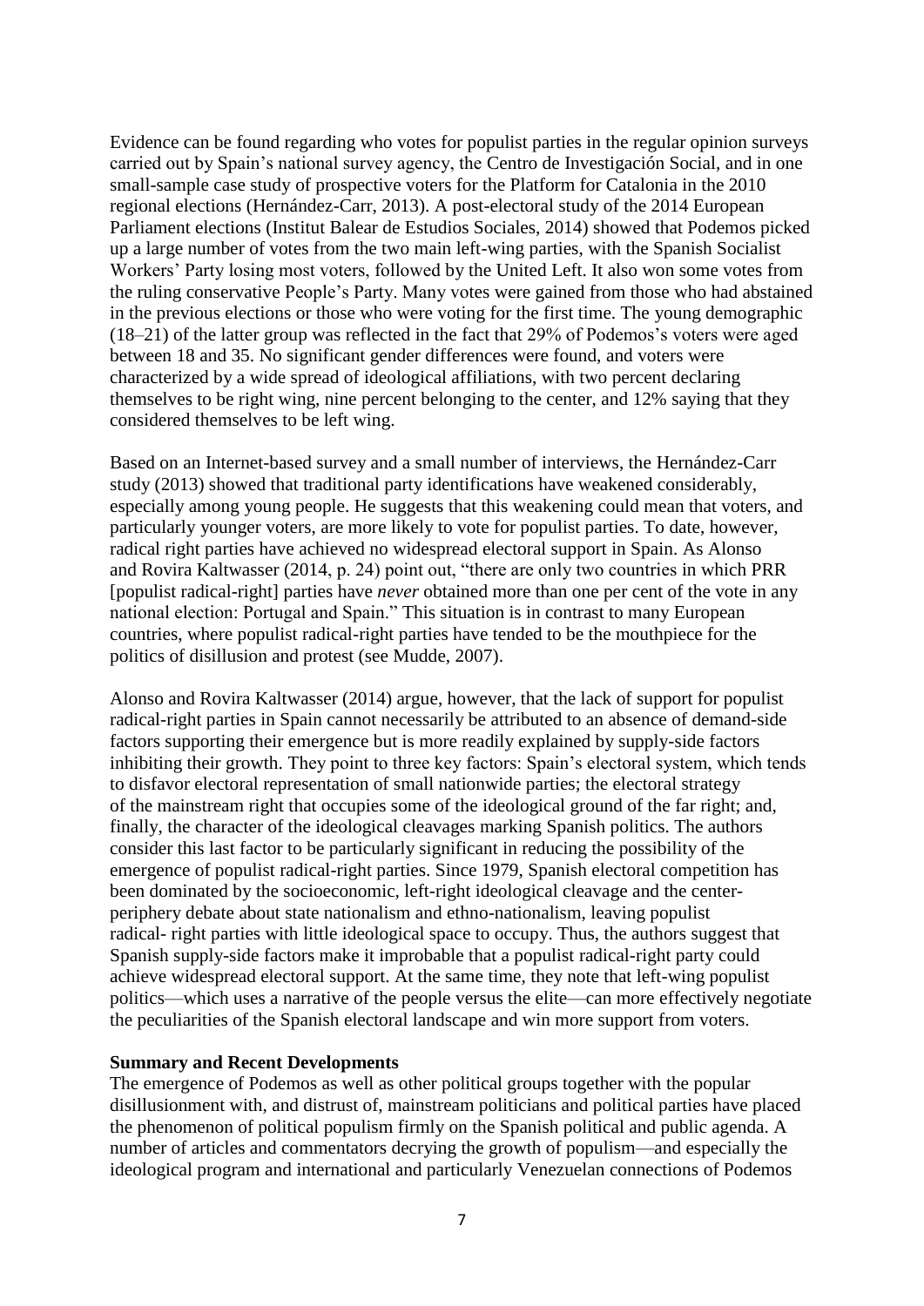Evidence can be found regarding who votes for populist parties in the regular opinion surveys carried out by Spain's national survey agency, the Centro de Investigación Social, and in one small-sample case study of prospective voters for the Platform for Catalonia in the 2010 regional elections (Hernández-Carr, 2013). A post-electoral study of the 2014 European Parliament elections (Institut Balear de Estudios Sociales, 2014) showed that Podemos picked up a large number of votes from the two main left-wing parties, with the Spanish Socialist Workers' Party losing most voters, followed by the United Left. It also won some votes from the ruling conservative People's Party. Many votes were gained from those who had abstained in the previous elections or those who were voting for the first time. The young demographic (18–21) of the latter group was reflected in the fact that 29% of Podemos's voters were aged between 18 and 35. No significant gender differences were found, and voters were characterized by a wide spread of ideological affiliations, with two percent declaring themselves to be right wing, nine percent belonging to the center, and 12% saying that they considered themselves to be left wing.

Based on an Internet-based survey and a small number of interviews, the Hernández-Carr study (2013) showed that traditional party identifications have weakened considerably, especially among young people. He suggests that this weakening could mean that voters, and particularly younger voters, are more likely to vote for populist parties. To date, however, radical right parties have achieved no widespread electoral support in Spain. As Alonso and Rovira Kaltwasser (2014, p. 24) point out, "there are only two countries in which PRR [populist radical-right] parties have *never* obtained more than one per cent of the vote in any national election: Portugal and Spain." This situation is in contrast to many European countries, where populist radical-right parties have tended to be the mouthpiece for the politics of disillusion and protest (see Mudde, 2007).

Alonso and Rovira Kaltwasser (2014) argue, however, that the lack of support for populist radical-right parties in Spain cannot necessarily be attributed to an absence of demand-side factors supporting their emergence but is more readily explained by supply-side factors inhibiting their growth. They point to three key factors: Spain's electoral system, which tends to disfavor electoral representation of small nationwide parties; the electoral strategy of the mainstream right that occupies some of the ideological ground of the far right; and, finally, the character of the ideological cleavages marking Spanish politics. The authors consider this last factor to be particularly significant in reducing the possibility of the emergence of populist radical-right parties. Since 1979, Spanish electoral competition has been dominated by the socioeconomic, left-right ideological cleavage and the center-periphery debate about state nationalism and ethno-nationalism, leaving populist radical- right parties with little ideological space to occupy. Thus, the authors suggest that Spanish supply-side factors make it improbable that a populist radical-right party could achieve widespread electoral support. At the same time, they note that left-wing populist politics—which uses a narrative of the people versus the elite—can more effectively negotiate the peculiarities of the Spanish electoral landscape and win more support from voters.

**Summary and Recent Developments**

The emergence of Podemos as well as other political groups together with the popular disillusionment with, and distrust of, mainstream politicians and political parties have placed the phenomenon of political populism firmly on the Spanish political and public agenda. A number of articles and commentators decrying the growth of populism—and especially the ideological program and international and particularly Venezuelan connections of Podemos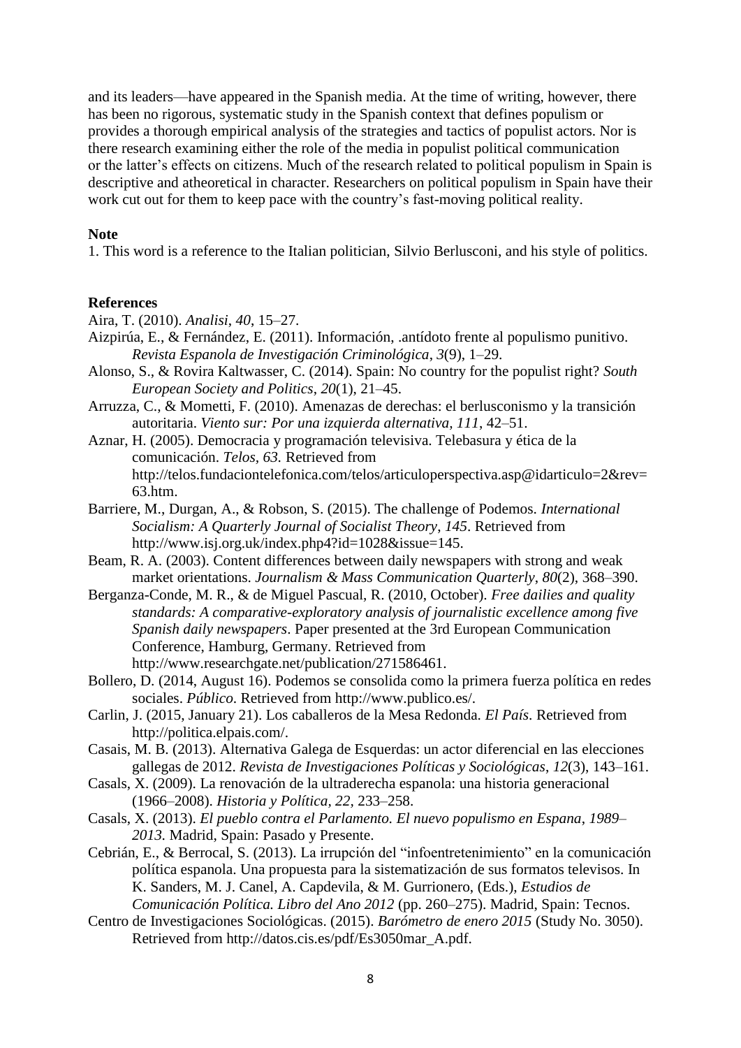and its leaders—have appeared in the Spanish media. At the time of writing, however, there has been no rigorous, systematic study in the Spanish context that defines populism or provides a thorough empirical analysis of the strategies and tactics of populist actors. Nor is there research examining either the role of the media in populist political communication or the latter's effects on citizens. Much of the research related to political populism in Spain is descriptive and atheoretical in character. Researchers on political populism in Spain have their work cut out for them to keep pace with the country's fast-moving political reality.

**Note**

1. This word is a reference to the Italian politician, Silvio Berlusconi, and his style of politics.

**References**

Aira, T. (2010). *Analisi*, *40*, 15–27.

Aizpirúa, E., & Fernández, E. (2011). Información, .antídoto frente al populismo punitivo. *Revista Espanola de Investigación Criminológica*, *3*(9), 1–29.

Alonso, S., & Rovira Kaltwasser, C. (2014). Spain: No country for the populist right? *South European Society and Politics*, *20*(1), 21–45.

Arruzza, C., & Mometti, F. (2010). Amenazas de derechas: el berlusconismo y la transición autoritaria. *Viento sur: Por una izquierda alternativa*, *111*, 42–51.

Aznar, H. (2005). Democracia y programación televisiva. Telebasura y ética de la comunicación. *Telos, 63.* Retrieved from http://telos.fundaciontelefonica.com/telos/articuloperspectiva.asp@idarticulo=2&rev=63.htm.

Barriere, M., Durgan, A., & Robson, S. (2015). The challenge of Podemos. *International Socialism: A Quarterly Journal of Socialist Theory*, *145*. Retrieved from http://www.isj.org.uk/index.php4?id=1028&issue=145.

Beam, R. A. (2003). Content differences between daily newspapers with strong and weak market orientations. *Journalism & Mass Communication Quarterly*, *80*(2), 368–390.

Berganza-Conde, M. R., & de Miguel Pascual, R. (2010, October). *Free dailies and quality standards: A comparative-exploratory analysis of journalistic excellence among five Spanish daily newspapers*. Paper presented at the 3rd European Communication Conference, Hamburg, Germany. Retrieved from http://www.researchgate.net/publication/271586461.

Bollero, D. (2014, August 16). Podemos se consolida como la primera fuerza política en redes sociales. *Público*. Retrieved from http://www.publico.es/.

Carlin, J. (2015, January 21). Los caballeros de la Mesa Redonda. *El País*. Retrieved from http://politica.elpais.com/.

Casais, M. B. (2013). Alternativa Galega de Esquerdas: un actor diferencial en las elecciones gallegas de 2012. *Revista de Investigaciones Políticas y Sociológicas*, *12*(3), 143–161.

Casals, X. (2009). La renovación de la ultraderecha espanola: una historia generacional (1966–2008). *Historia y Política*, *22*, 233–258.

Casals, X. (2013). *El pueblo contra el Parlamento. El nuevo populismo en Espana*, *1989–2013.* Madrid, Spain: Pasado y Presente.

Cebrián, E., & Berrocal, S. (2013). La irrupción del "infoentretenimiento" en la comunicación política espanola. Una propuesta para la sistematización de sus formatos televisos. In K. Sanders, M. J. Canel, A. Capdevila, & M. Gurrionero, (Eds.), *Estudios de Comunicación Política. Libro del Ano 2012* (pp. 260–275). Madrid, Spain: Tecnos.

Centro de Investigaciones Sociológicas. (2015). *Barómetro de enero 2015* (Study No. 3050). Retrieved from http://datos.cis.es/pdf/Es3050mar_A.pdf.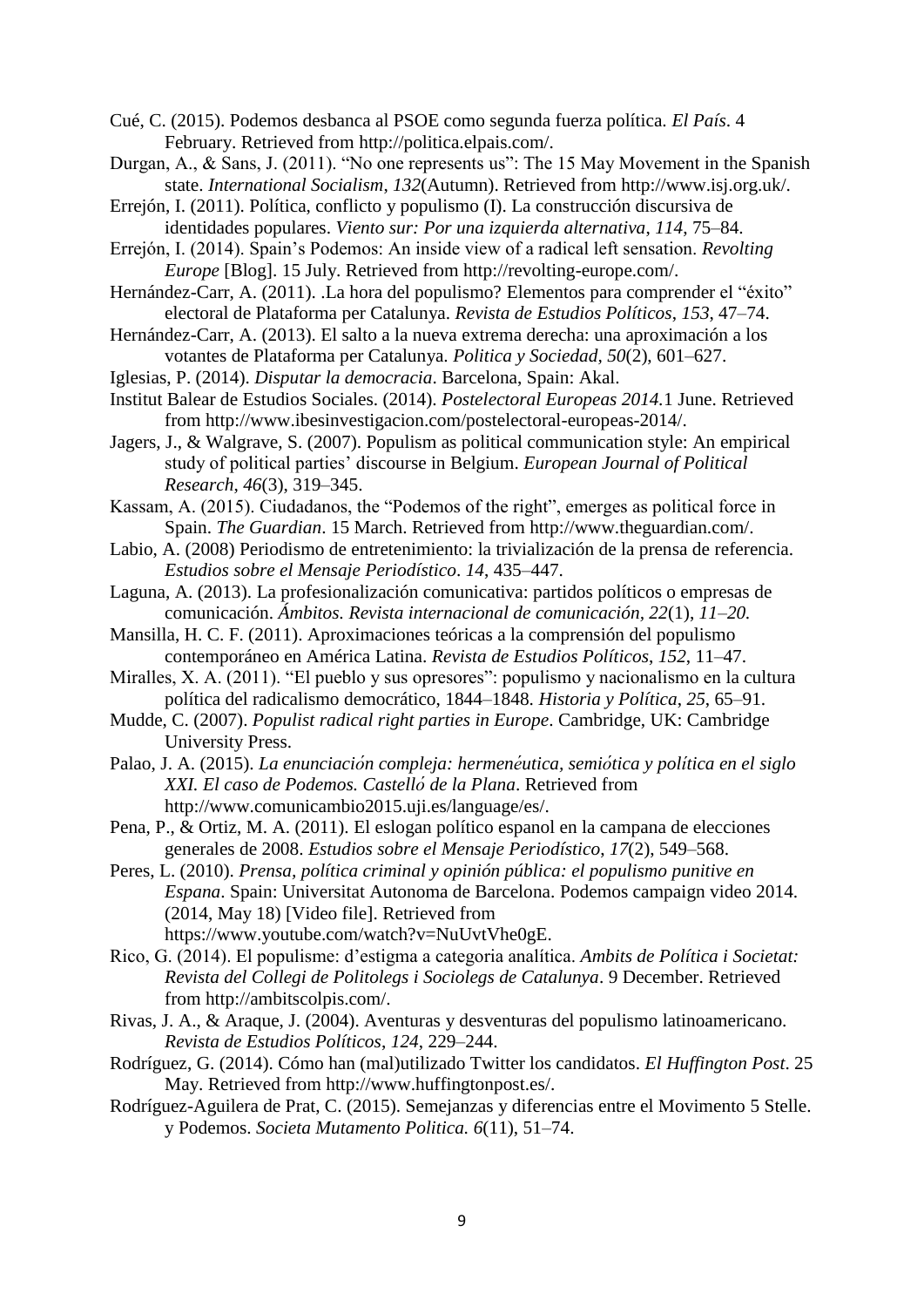Cué, C. (2015). Podemos desbanca al PSOE como segunda fuerza política. *El País*. 4 February. Retrieved from http://politica.elpais.com/.

Durgan, A., & Sans, J. (2011). "No one represents us": The 15 May Movement in the Spanish state. *International Socialism*, *132*(Autumn). Retrieved from http://www.isj.org.uk/.

Errejón, I. (2011). Política, conflicto y populismo (I). La construcción discursiva de identidades populares. *Viento sur: Por una izquierda alternativa*, *114*, 75–84.

Errejón, I. (2014). Spain's Podemos: An inside view of a radical left sensation. *Revolting Europe* [Blog]. 15 July. Retrieved from http://revolting-europe.com/.

Hernández-Carr, A. (2011). .La hora del populismo? Elementos para comprender el "éxito" electoral de Plataforma per Catalunya. *Revista de Estudios Políticos*, *153*, 47–74.

Hernández-Carr, A. (2013). El salto a la nueva extrema derecha: una aproximación a los votantes de Plataforma per Catalunya. *Politica y Sociedad*, *50*(2), 601–627.

Iglesias, P. (2014). *Disputar la democracia*. Barcelona, Spain: Akal.

Institut Balear de Estudios Sociales. (2014). *Postelectoral Europeas 2014.*1 June. Retrieved from http://www.ibesinvestigacion.com/postelectoral-europeas-2014/.

Jagers, J., & Walgrave, S. (2007). Populism as political communication style: An empirical study of political parties' discourse in Belgium. *European Journal of Political Research*, *46*(3), 319–345.

Kassam, A. (2015). Ciudadanos, the "Podemos of the right", emerges as political force in Spain. *The Guardian*. 15 March. Retrieved from http://www.theguardian.com/.

Labio, A. (2008) Periodismo de entretenimiento: la trivialización de la prensa de referencia. *Estudios sobre el Mensaje Periodístico*. *14*, 435–447.

Laguna, A. (2013). La profesionalización comunicativa: partidos políticos o empresas de comunicación. *Ámbitos. Revista internacional de comunicación, 22*(1), *11–20.*

Mansilla, H. C. F. (2011). Aproximaciones teóricas a la comprensión del populismo contemporáneo en América Latina. *Revista de Estudios Políticos*, *152*, 11–47.

Miralles, X. A. (2011). "El pueblo y sus opresores": populismo y nacionalismo en la cultura política del radicalismo democrático, 1844–1848. *Historia y Política*, *25*, 65–91.

Mudde, C. (2007). *Populist radical right parties in Europe*. Cambridge, UK: Cambridge University Press.

Palao, J. A. (2015). *La enunciación compleja: hermenéutica, semiótica y política en el siglo XXI. El caso de Podemos. Castelló de la Plana*. Retrieved from http://www.comunicambio2015.uji.es/language/es/.

Pena, P., & Ortiz, M. A. (2011). El eslogan político espanol en la campana de elecciones generales de 2008. *Estudios sobre el Mensaje Periodístico*, *17*(2), 549–568.

Peres, L. (2010). *Prensa, política criminal y opinión pública: el populismo punitive en Espana*. Spain: Universitat Autonoma de Barcelona. Podemos campaign video 2014. (2014, May 18) [Video file]. Retrieved from https://www.youtube.com/watch?v=NuUvtVhe0gE.

Rico, G. (2014). El populisme: d'estigma a categoria analítica. *Ambits de Política i Societat: Revista del Collegi de Politolegs i Sociolegs de Catalunya*. 9 December. Retrieved from http://ambitscolpis.com/.

Rivas, J. A., & Araque, J. (2004). Aventuras y desventuras del populismo latinoamericano. *Revista de Estudios Políticos*, *124*, 229–244.

Rodríguez, G. (2014). Cómo han (mal)utilizado Twitter los candidatos. *El Huffington Post*. 25 May. Retrieved from http://www.huffingtonpost.es/.

Rodríguez-Aguilera de Prat, C. (2015). Semejanzas y diferencias entre el Movimento 5 Stelle. y Podemos. *Societa Mutamento Politica. 6*(11), 51–74.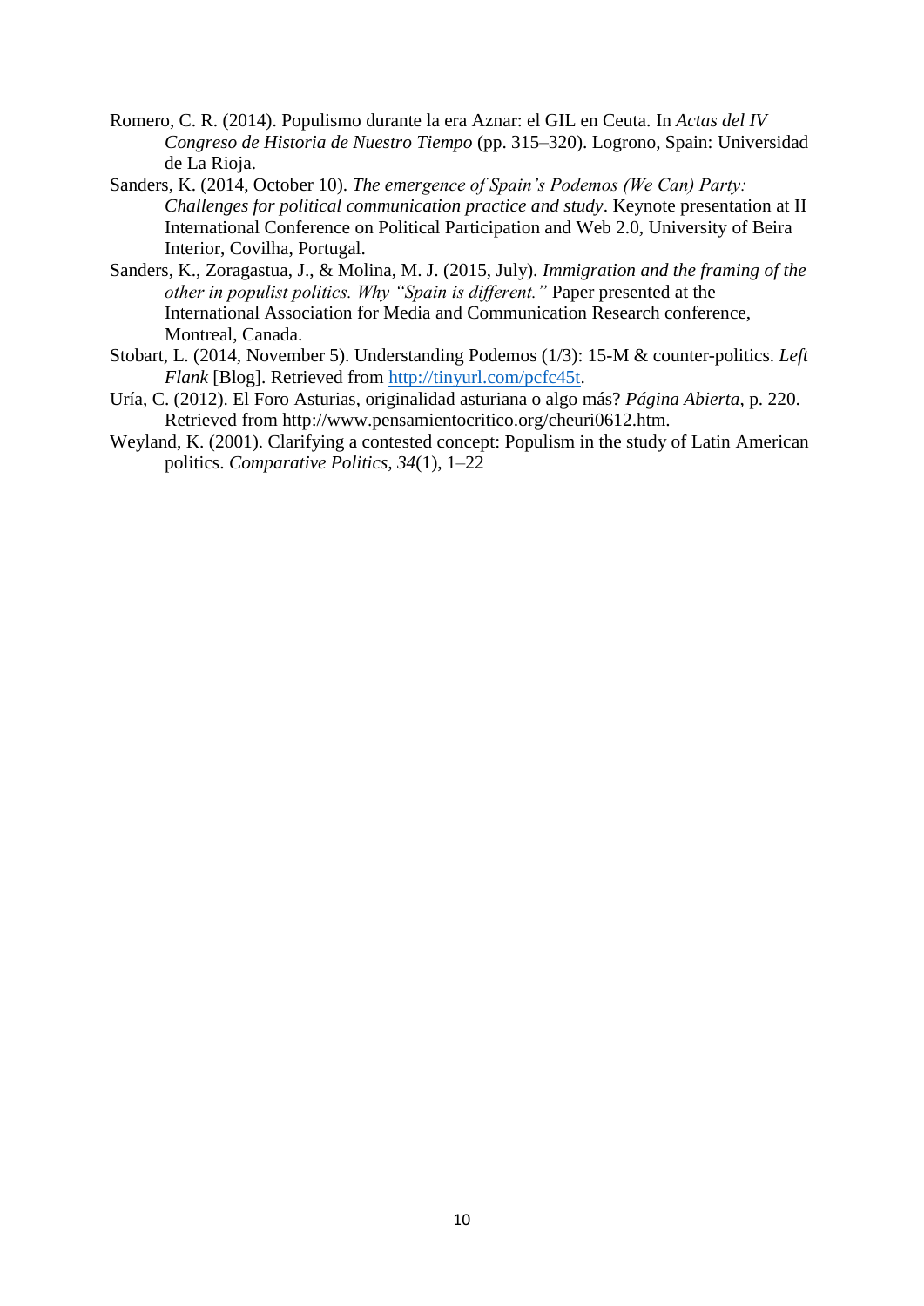Romero, C. R. (2014). Populismo durante la era Aznar: el GIL en Ceuta. In *Actas del IV Congreso de Historia de Nuestro Tiempo* (pp. 315–320). Logrono, Spain: Universidad de La Rioja.

Sanders, K. (2014, October 10). *The emergence of Spain's Podemos (We Can) Party: Challenges for political communication practice and study*. Keynote presentation at II International Conference on Political Participation and Web 2.0, University of Beira Interior, Covilha, Portugal.

Sanders, K., Zoragastua, J., & Molina, M. J. (2015, July). *Immigration and the framing of the other in populist politics. Why "Spain is different."* Paper presented at the International Association for Media and Communication Research conference, Montreal, Canada.

Stobart, L. (2014, November 5). Understanding Podemos (1/3): 15-M & counter-politics. *Left Flank* [Blog]. Retrieved from http://tinyurl.com/pcfc45t.

Uría, C. (2012). El Foro Asturias, originalidad asturiana o algo más? *Página Abierta*, p. 220. Retrieved from http://www.pensamientocritico.org/cheuri0612.htm.

Weyland, K. (2001). Clarifying a contested concept: Populism in the study of Latin American politics. *Comparative Politics, 34*(1), 1–22